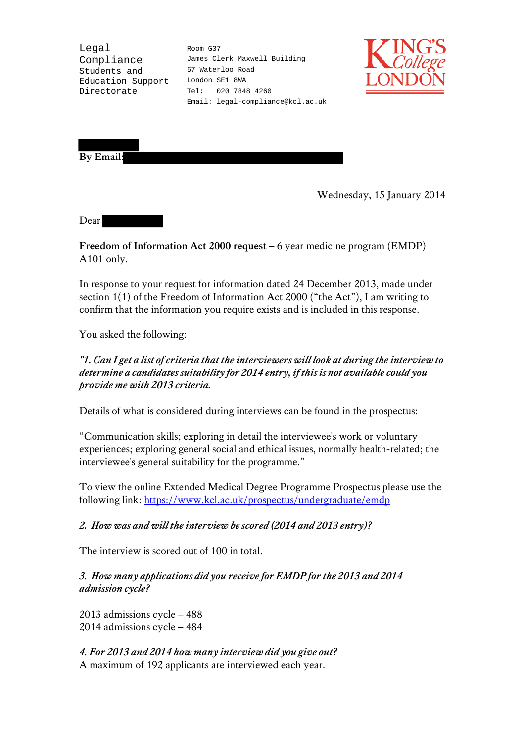Legal Compliance
Students and Education Support Directorate

Room G37
James Clerk Maxwell Building
57 Waterloo Road
London SE1 8WA
Tel: 020 7848 4260
Email: legal-compliance@kcl.ac.uk

KING'S College LONDON

**By Email:**

Wednesday, 15 January 2014

Dear

**Freedom of Information Act 2000 request –** 6 year medicine program (EMDP) A101 only.

In response to your request for information dated 24 December 2013, made under section 1(1) of the Freedom of Information Act 2000 ("the Act"), I am writing to confirm that the information you require exists and is included in this response.

You asked the following:

***"1. Can I get a list of criteria that the interviewers will look at during the interview to determine a candidates suitability for 2014 entry, if this is not available could you provide me with 2013 criteria.***

Details of what is considered during interviews can be found in the prospectus:

"Communication skills; exploring in detail the interviewee's work or voluntary experiences; exploring general social and ethical issues, normally health-related; the interviewee's general suitability for the programme."

To view the online Extended Medical Degree Programme Prospectus please use the following link: https://www.kcl.ac.uk/prospectus/undergraduate/emdp

***2. How was and will the interview be scored (2014 and 2013 entry)?***

The interview is scored out of 100 in total.

***3. How many applications did you receive for EMDP for the 2013 and 2014 admission cycle?***

2013 admissions cycle – 488
2014 admissions cycle – 484

***4. For 2013 and 2014 how many interview did you give out?***
A maximum of 192 applicants are interviewed each year.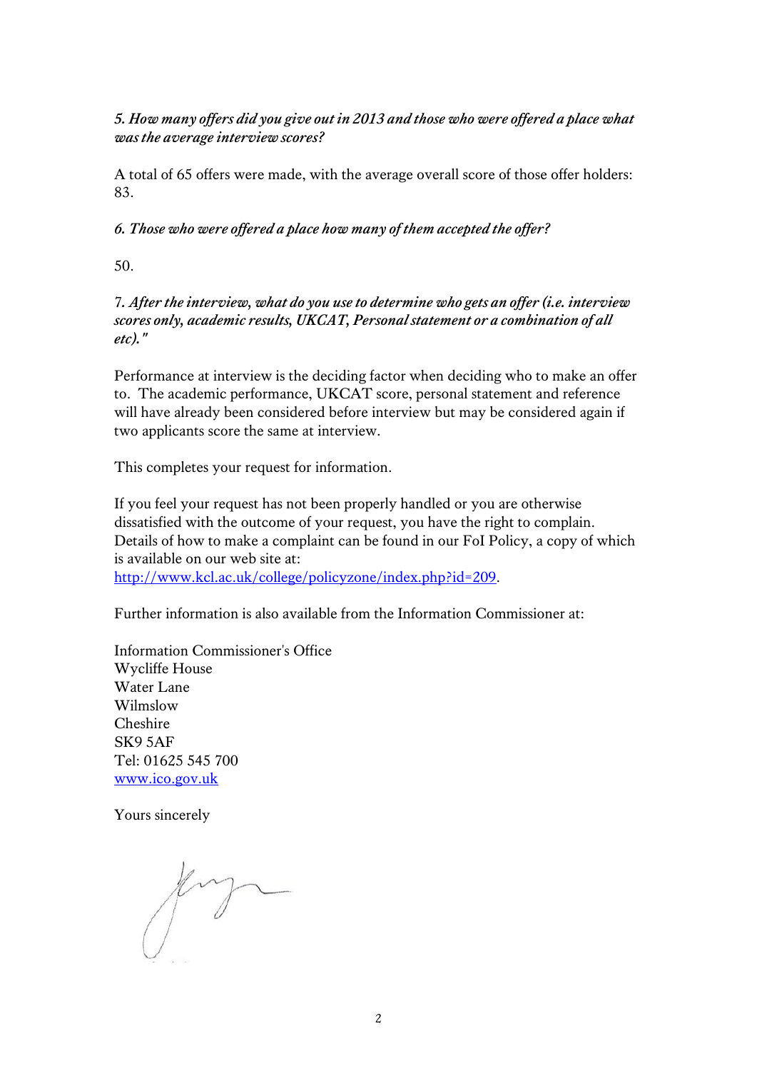*5. How many offers did you give out in 2013 and those who were offered a place what was the average interview scores?*

A total of 65 offers were made, with the average overall score of those offer holders: 83.

*6. Those who were offered a place how many of them accepted the offer?*

50.

*7. After the interview, what do you use to determine who gets an offer (i.e. interview scores only, academic results, UKCAT, Personal statement or a combination of all etc)."*

Performance at interview is the deciding factor when deciding who to make an offer to. The academic performance, UKCAT score, personal statement and reference will have already been considered before interview but may be considered again if two applicants score the same at interview.

This completes your request for information.

If you feel your request has not been properly handled or you are otherwise dissatisfied with the outcome of your request, you have the right to complain. Details of how to make a complaint can be found in our FoI Policy, a copy of which is available on our web site at:
[http://www.kcl.ac.uk/college/policyzone/index.php?id=209](http://www.kcl.ac.uk/college/policyzone/index.php?id=209).

Further information is also available from the Information Commissioner at:

Information Commissioner's Office
Wycliffe House
Water Lane
Wilmslow
Cheshire
SK9 5AF
Tel: 01625 545 700
[www.ico.gov.uk](http://www.ico.gov.uk)

Yours sincerely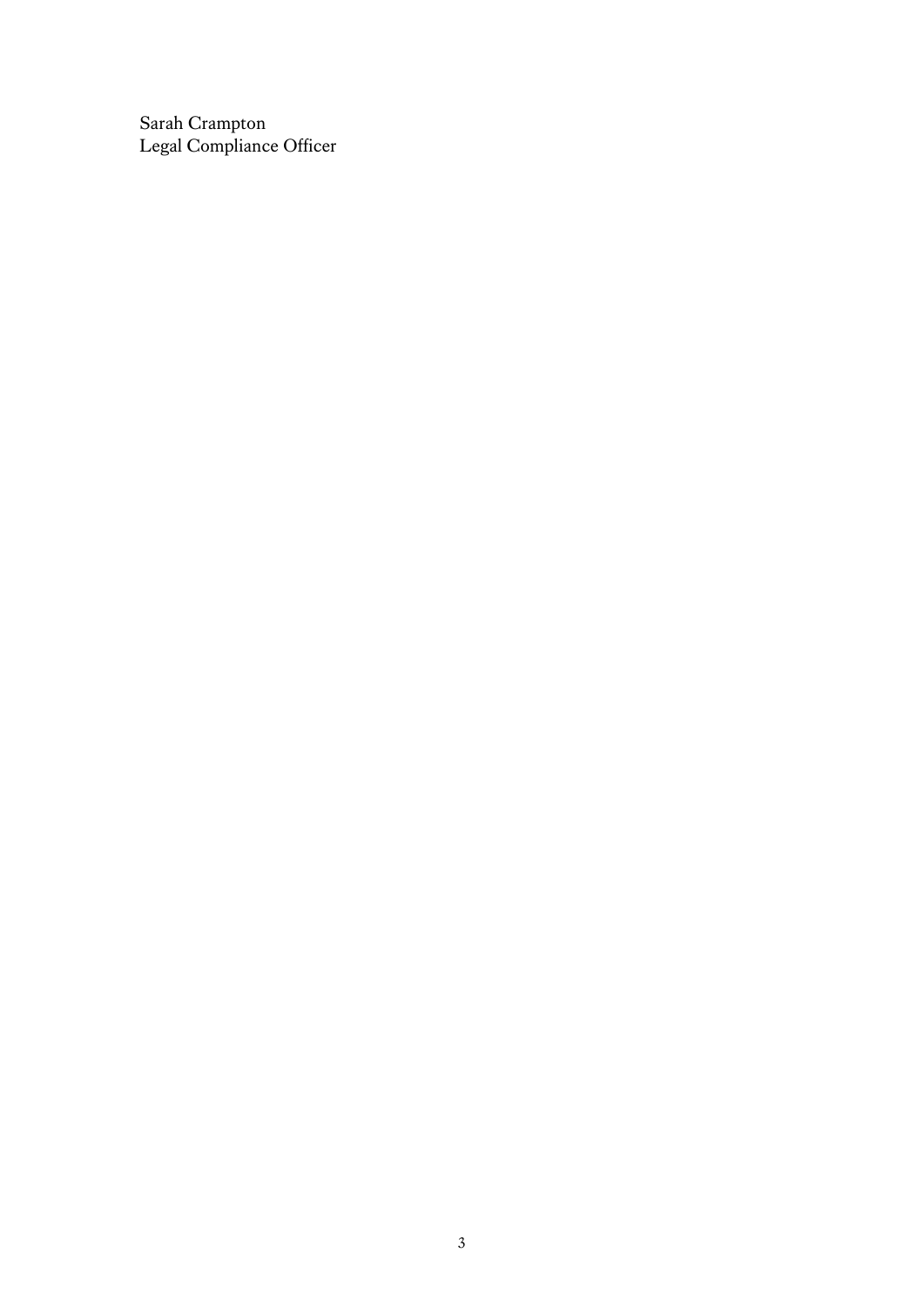Sarah Crampton
Legal Compliance Officer